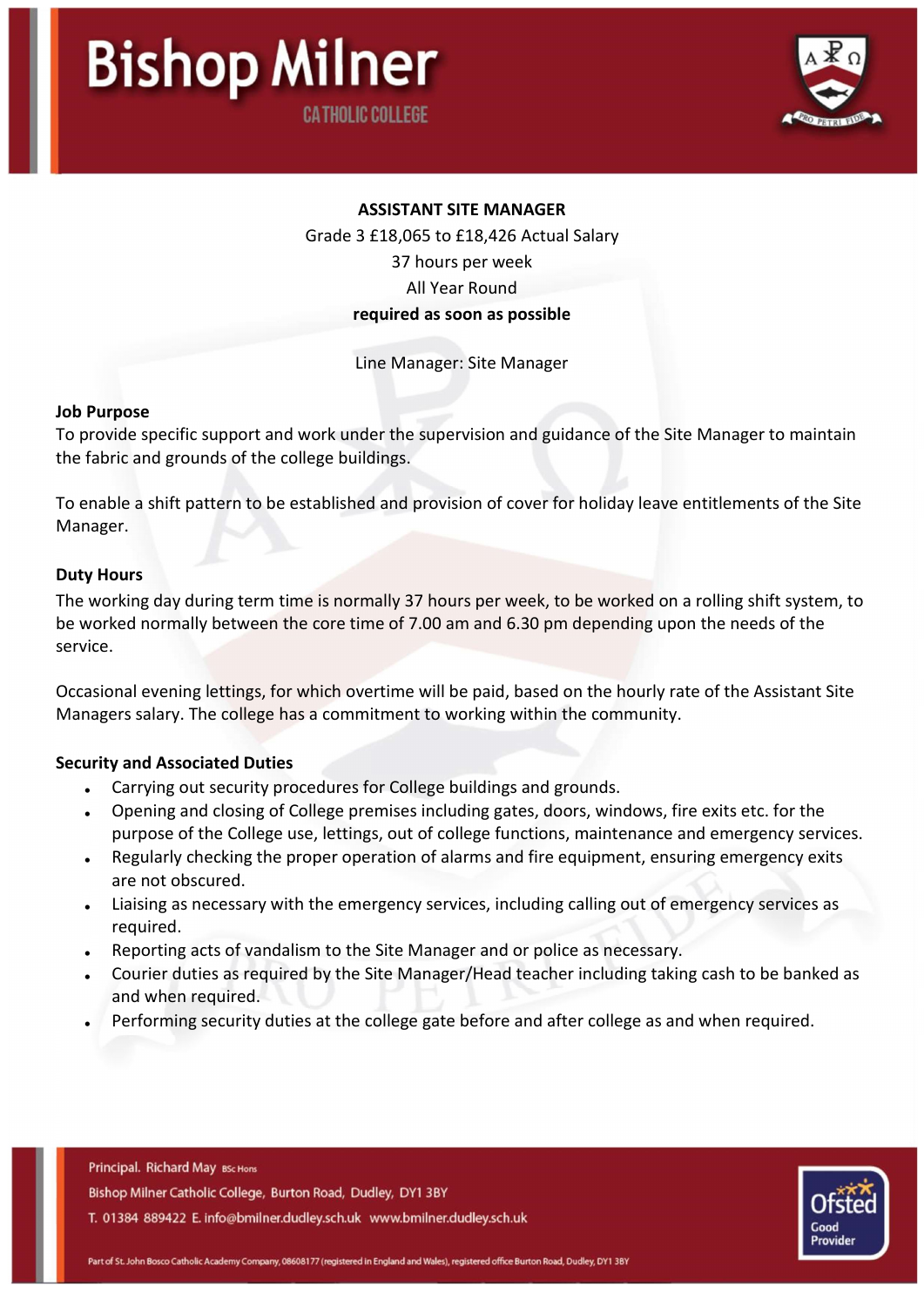**ASSISTANT SITE MANAGER**

Grade 3 £18,065 to £18,426 Actual Salary

37 hours per week

All Year Round

**required as soon as possible**

Line Manager: Site Manager

**Job Purpose**

To provide specific support and work under the supervision and guidance of the Site Manager to maintain the fabric and grounds of the college buildings.

To enable a shift pattern to be established and provision of cover for holiday leave entitlements of the Site Manager.

**Duty Hours**

The working day during term time is normally 37 hours per week, to be worked on a rolling shift system, to be worked normally between the core time of 7.00 am and 6.30 pm depending upon the needs of the service.

Occasional evening lettings, for which overtime will be paid, based on the hourly rate of the Assistant Site Managers salary. The college has a commitment to working within the community.

**Security and Associated Duties**

- Carrying out security procedures for College buildings and grounds.
- Opening and closing of College premises including gates, doors, windows, fire exits etc. for the purpose of the College use, lettings, out of college functions, maintenance and emergency services.
- Regularly checking the proper operation of alarms and fire equipment, ensuring emergency exits are not obscured.
- Liaising as necessary with the emergency services, including calling out of emergency services as required.
- Reporting acts of vandalism to the Site Manager and or police as necessary.
- Courier duties as required by the Site Manager/Head teacher including taking cash to be banked as and when required.
- Performing security duties at the college gate before and after college as and when required.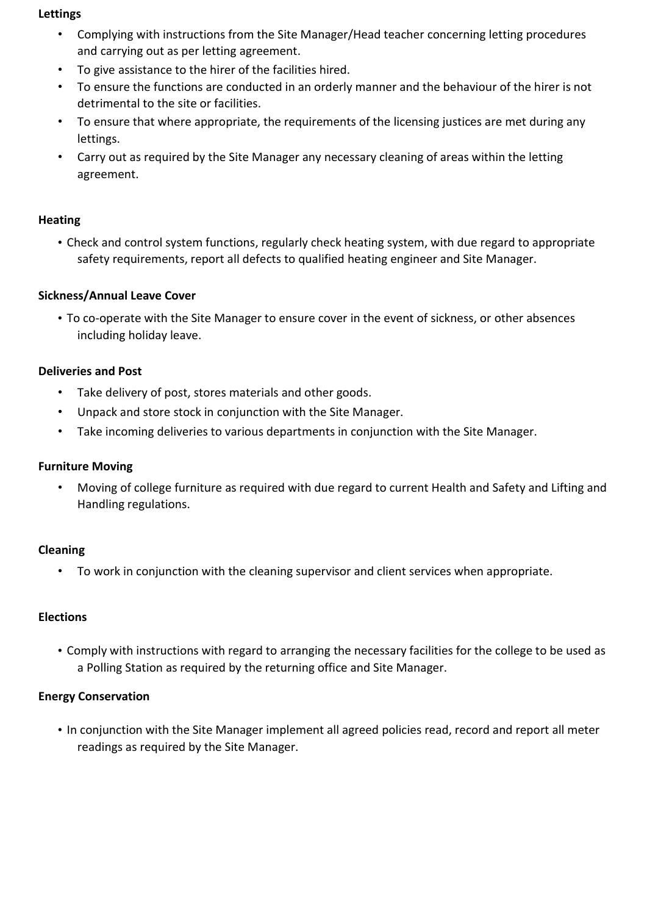**Lettings**

- Complying with instructions from the Site Manager/Head teacher concerning letting procedures and carrying out as per letting agreement.
- To give assistance to the hirer of the facilities hired.
- To ensure the functions are conducted in an orderly manner and the behaviour of the hirer is not detrimental to the site or facilities.
- To ensure that where appropriate, the requirements of the licensing justices are met during any lettings.
- Carry out as required by the Site Manager any necessary cleaning of areas within the letting agreement.

**Heating**

- Check and control system functions, regularly check heating system, with due regard to appropriate safety requirements, report all defects to qualified heating engineer and Site Manager.

**Sickness/Annual Leave Cover**

- To co-operate with the Site Manager to ensure cover in the event of sickness, or other absences including holiday leave.

**Deliveries and Post**

- Take delivery of post, stores materials and other goods.
- Unpack and store stock in conjunction with the Site Manager.
- Take incoming deliveries to various departments in conjunction with the Site Manager.

**Furniture Moving**

- Moving of college furniture as required with due regard to current Health and Safety and Lifting and Handling regulations.

**Cleaning**

- To work in conjunction with the cleaning supervisor and client services when appropriate.

**Elections**

- Comply with instructions with regard to arranging the necessary facilities for the college to be used as a Polling Station as required by the returning office and Site Manager.

**Energy Conservation**

- In conjunction with the Site Manager implement all agreed policies read, record and report all meter readings as required by the Site Manager.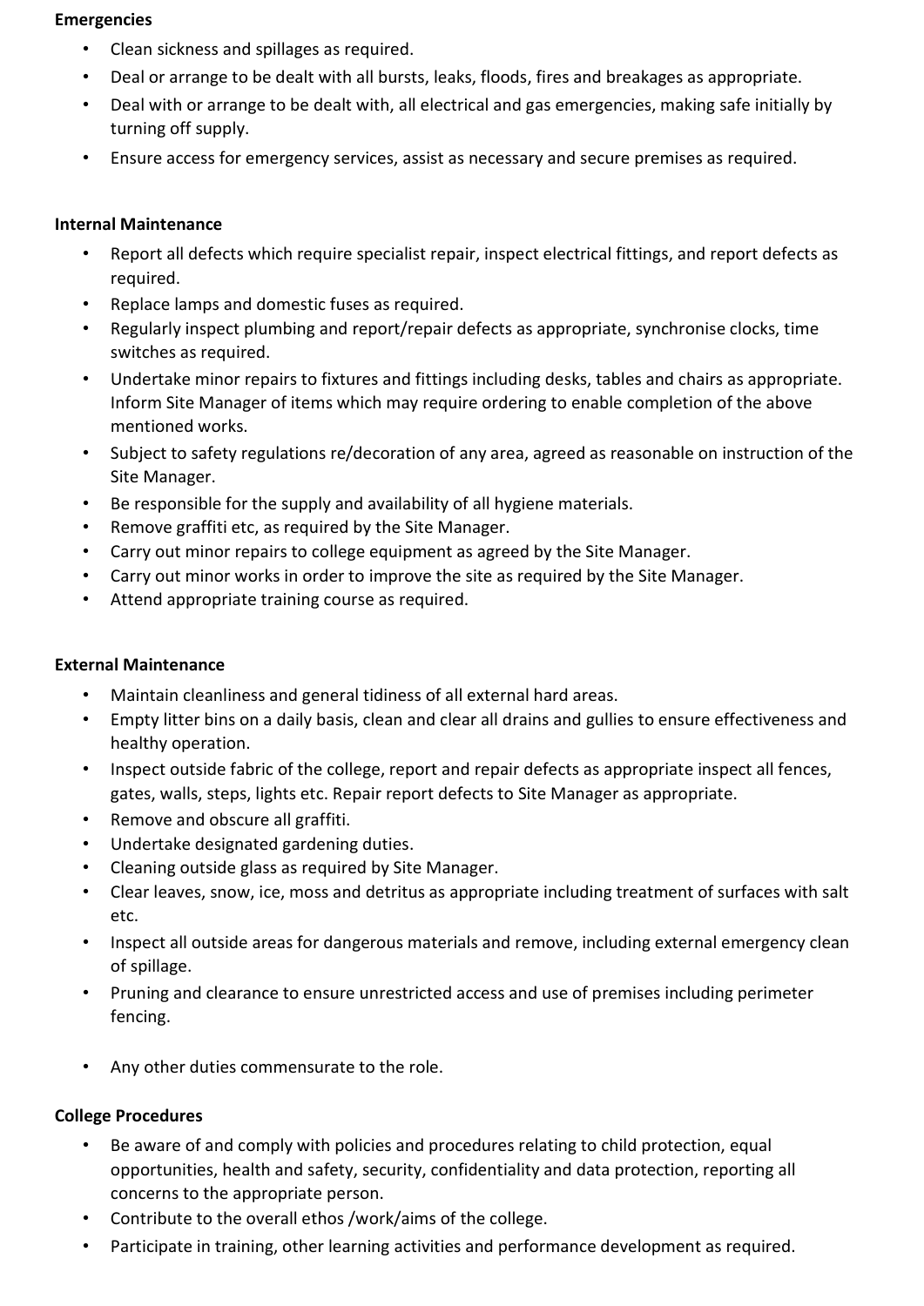**Emergencies**

- Clean sickness and spillages as required.
- Deal or arrange to be dealt with all bursts, leaks, floods, fires and breakages as appropriate.
- Deal with or arrange to be dealt with, all electrical and gas emergencies, making safe initially by turning off supply.
- Ensure access for emergency services, assist as necessary and secure premises as required.

**Internal Maintenance**

- Report all defects which require specialist repair, inspect electrical fittings, and report defects as required.
- Replace lamps and domestic fuses as required.
- Regularly inspect plumbing and report/repair defects as appropriate, synchronise clocks, time switches as required.
- Undertake minor repairs to fixtures and fittings including desks, tables and chairs as appropriate. Inform Site Manager of items which may require ordering to enable completion of the above mentioned works.
- Subject to safety regulations re/decoration of any area, agreed as reasonable on instruction of the Site Manager.
- Be responsible for the supply and availability of all hygiene materials.
- Remove graffiti etc, as required by the Site Manager.
- Carry out minor repairs to college equipment as agreed by the Site Manager.
- Carry out minor works in order to improve the site as required by the Site Manager.
- Attend appropriate training course as required.

**External Maintenance**

- Maintain cleanliness and general tidiness of all external hard areas.
- Empty litter bins on a daily basis, clean and clear all drains and gullies to ensure effectiveness and healthy operation.
- Inspect outside fabric of the college, report and repair defects as appropriate inspect all fences, gates, walls, steps, lights etc. Repair report defects to Site Manager as appropriate.
- Remove and obscure all graffiti.
- Undertake designated gardening duties.
- Cleaning outside glass as required by Site Manager.
- Clear leaves, snow, ice, moss and detritus as appropriate including treatment of surfaces with salt etc.
- Inspect all outside areas for dangerous materials and remove, including external emergency clean of spillage.
- Pruning and clearance to ensure unrestricted access and use of premises including perimeter fencing.

- Any other duties commensurate to the role.

**College Procedures**

- Be aware of and comply with policies and procedures relating to child protection, equal opportunities, health and safety, security, confidentiality and data protection, reporting all concerns to the appropriate person.
- Contribute to the overall ethos /work/aims of the college.
- Participate in training, other learning activities and performance development as required.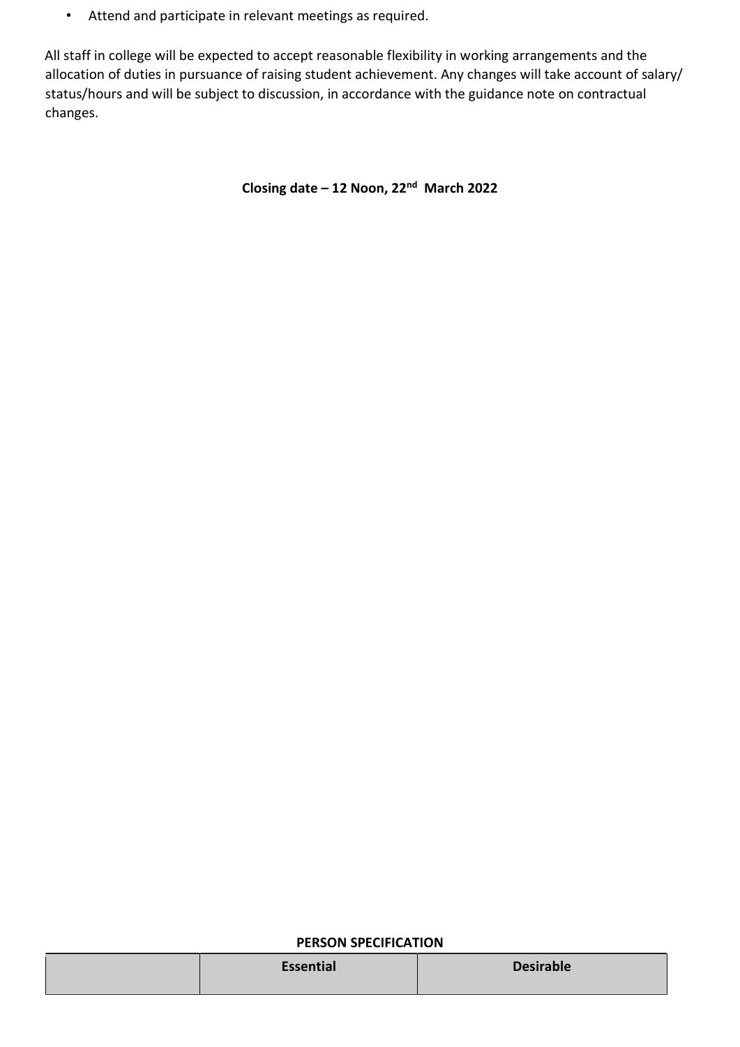- Attend and participate in relevant meetings as required.

All staff in college will be expected to accept reasonable flexibility in working arrangements and the allocation of duties in pursuance of raising student achievement. Any changes will take account of salary/ status/hours and will be subject to discussion, in accordance with the guidance note on contractual changes.

**Closing date – 12 Noon, 22nd March 2022**

**PERSON SPECIFICATION**

| | Essential | Desirable |
|---|---|---|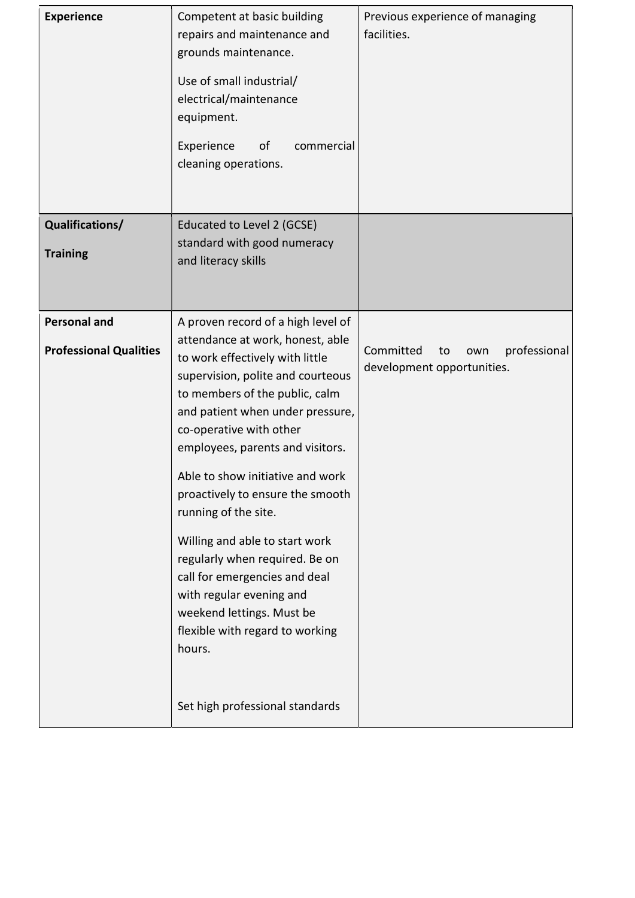| | | |
|---|---|---|
| **Experience** | Competent at basic building repairs and maintenance and grounds maintenance.<br><br>Use of small industrial/ electrical/maintenance equipment.<br><br>Experience of commercial cleaning operations. | Previous experience of managing facilities. |
| **Qualifications/ Training** | Educated to Level 2 (GCSE) standard with good numeracy and literacy skills | |
| **Personal and Professional Qualities** | A proven record of a high level of attendance at work, honest, able to work effectively with little supervision, polite and courteous to members of the public, calm and patient when under pressure, co-operative with other employees, parents and visitors.<br><br>Able to show initiative and work proactively to ensure the smooth running of the site.<br><br>Willing and able to start work regularly when required. Be on call for emergencies and deal with regular evening and weekend lettings. Must be flexible with regard to working hours.<br><br>Set high professional standards | Committed to own professional development opportunities. |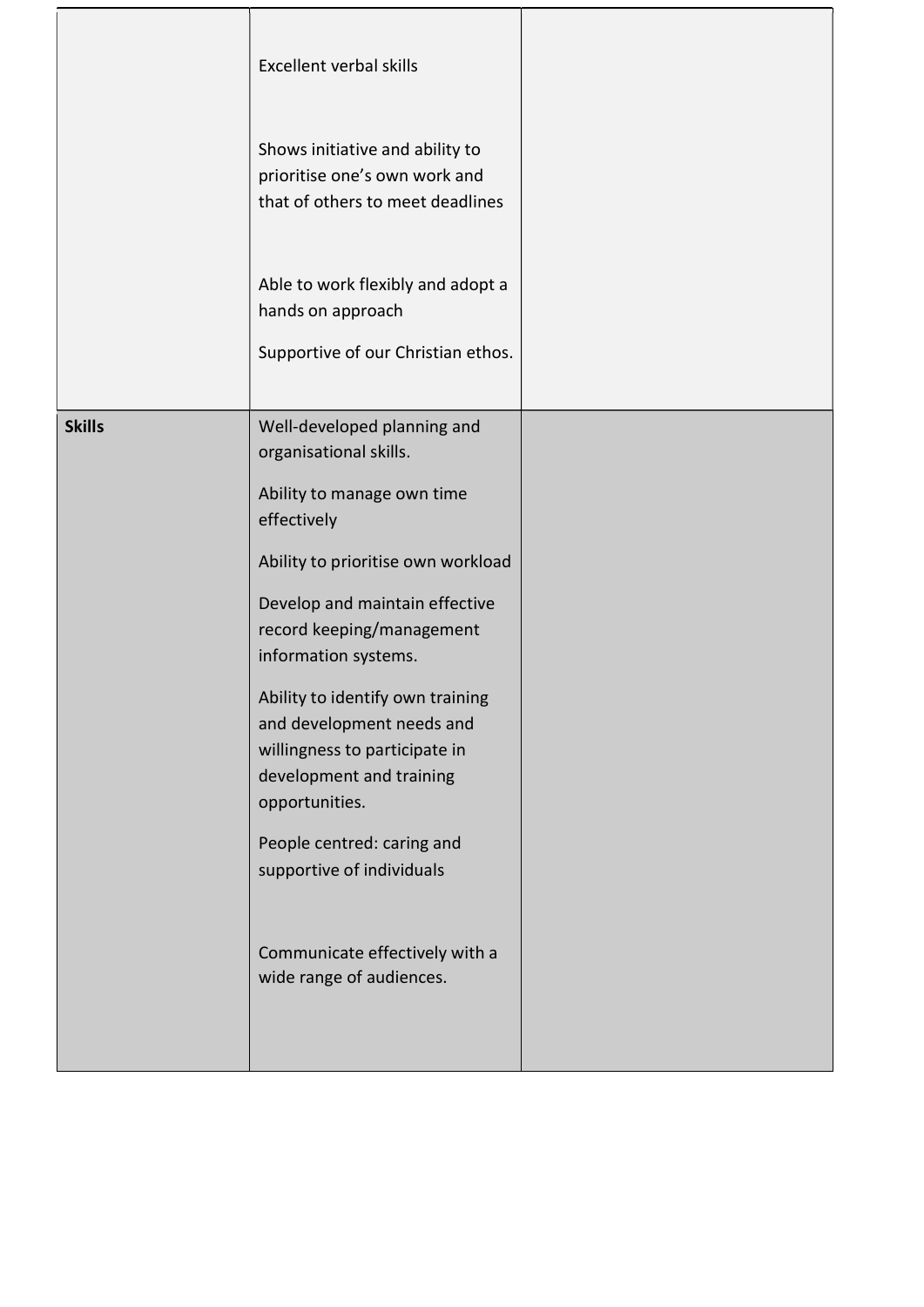| | | |
|---|---|---|
| | Excellent verbal skills<br><br>Shows initiative and ability to prioritise one's own work and that of others to meet deadlines<br><br>Able to work flexibly and adopt a hands on approach<br><br>Supportive of our Christian ethos. | |
| **Skills** | Well-developed planning and organisational skills.<br><br>Ability to manage own time effectively<br><br>Ability to prioritise own workload<br><br>Develop and maintain effective record keeping/management information systems.<br><br>Ability to identify own training and development needs and willingness to participate in development and training opportunities.<br><br>People centred: caring and supportive of individuals<br><br>Communicate effectively with a wide range of audiences. | |